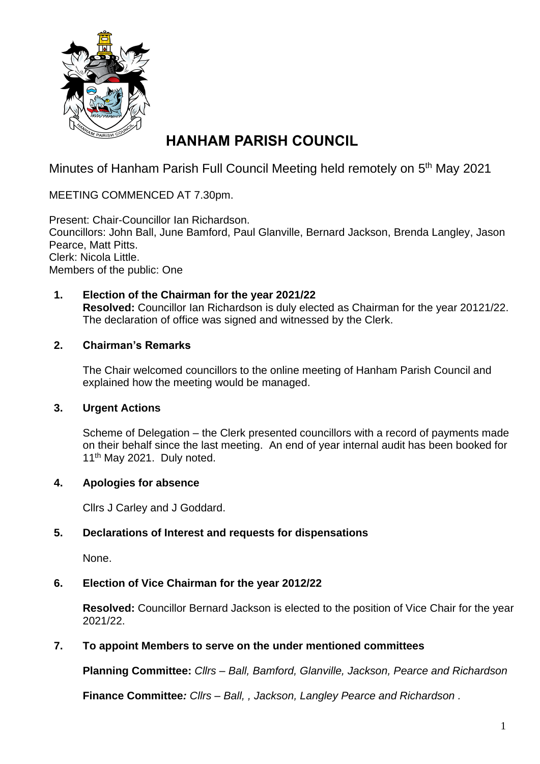# HANHAM PARISH COUNCIL

Minutes of Hanham Parish Full Council Meeting held remotely on 5th May 2021

MEETING COMMENCED AT 7.30pm.

Present: Chair-Councillor Ian Richardson.
Councillors: John Ball, June Bamford, Paul Glanville, Bernard Jackson, Brenda Langley, Jason Pearce, Matt Pitts.
Clerk: Nicola Little.
Members of the public: One

**1. Election of the Chairman for the year 2021/22**

**Resolved:** Councillor Ian Richardson is duly elected as Chairman for the year 20121/22. The declaration of office was signed and witnessed by the Clerk.

**2. Chairman's Remarks**

The Chair welcomed councillors to the online meeting of Hanham Parish Council and explained how the meeting would be managed.

**3. Urgent Actions**

Scheme of Delegation – the Clerk presented councillors with a record of payments made on their behalf since the last meeting. An end of year internal audit has been booked for 11th May 2021. Duly noted.

**4. Apologies for absence**

Cllrs J Carley and J Goddard.

**5. Declarations of Interest and requests for dispensations**

None.

**6. Election of Vice Chairman for the year 2012/22**

**Resolved:** Councillor Bernard Jackson is elected to the position of Vice Chair for the year 2021/22.

**7. To appoint Members to serve on the under mentioned committees**

**Planning Committee:** *Cllrs – Ball, Bamford, Glanville, Jackson, Pearce and Richardson*

**Finance Committee***: Cllrs – Ball, , Jackson, Langley Pearce and Richardson .*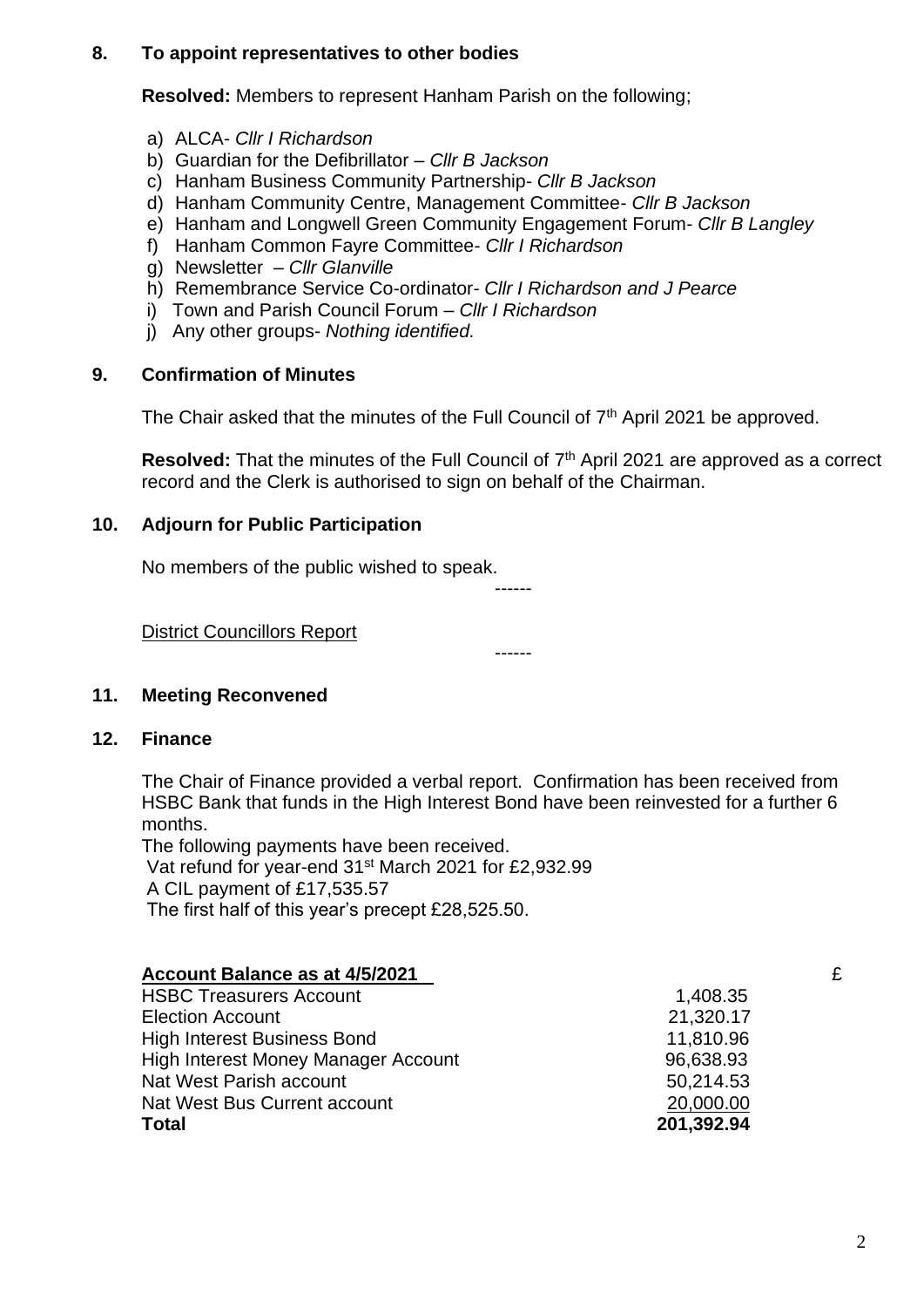## 8. To appoint representatives to other bodies

**Resolved:** Members to represent Hanham Parish on the following;

a) ALCA- *Cllr I Richardson*
b) Guardian for the Defibrillator – *Cllr B Jackson*
c) Hanham Business Community Partnership- *Cllr B Jackson*
d) Hanham Community Centre, Management Committee- *Cllr B Jackson*
e) Hanham and Longwell Green Community Engagement Forum- *Cllr B Langley*
f) Hanham Common Fayre Committee- *Cllr I Richardson*
g) Newsletter – *Cllr Glanville*
h) Remembrance Service Co-ordinator- *Cllr I Richardson and J Pearce*
i) Town and Parish Council Forum – *Cllr I Richardson*
j) Any other groups- *Nothing identified.*

## 9. Confirmation of Minutes

The Chair asked that the minutes of the Full Council of 7th April 2021 be approved.

**Resolved:** That the minutes of the Full Council of 7th April 2021 are approved as a correct record and the Clerk is authorised to sign on behalf of the Chairman.

## 10. Adjourn for Public Participation

No members of the public wished to speak.

------

District Councillors Report

------

## 11. Meeting Reconvened

## 12. Finance

The Chair of Finance provided a verbal report. Confirmation has been received from HSBC Bank that funds in the High Interest Bond have been reinvested for a further 6 months.

The following payments have been received.
Vat refund for year-end 31st March 2021 for £2,932.99
A CIL payment of £17,535.57
The first half of this year's precept £28,525.50.

| **Account Balance as at 4/5/2021** | £ |
|---|---|
| HSBC Treasurers Account | 1,408.35 |
| Election Account | 21,320.17 |
| High Interest Business Bond | 11,810.96 |
| High Interest Money Manager Account | 96,638.93 |
| Nat West Parish account | 50,214.53 |
| Nat West Bus Current account | 20,000.00 |
| **Total** | **201,392.94** |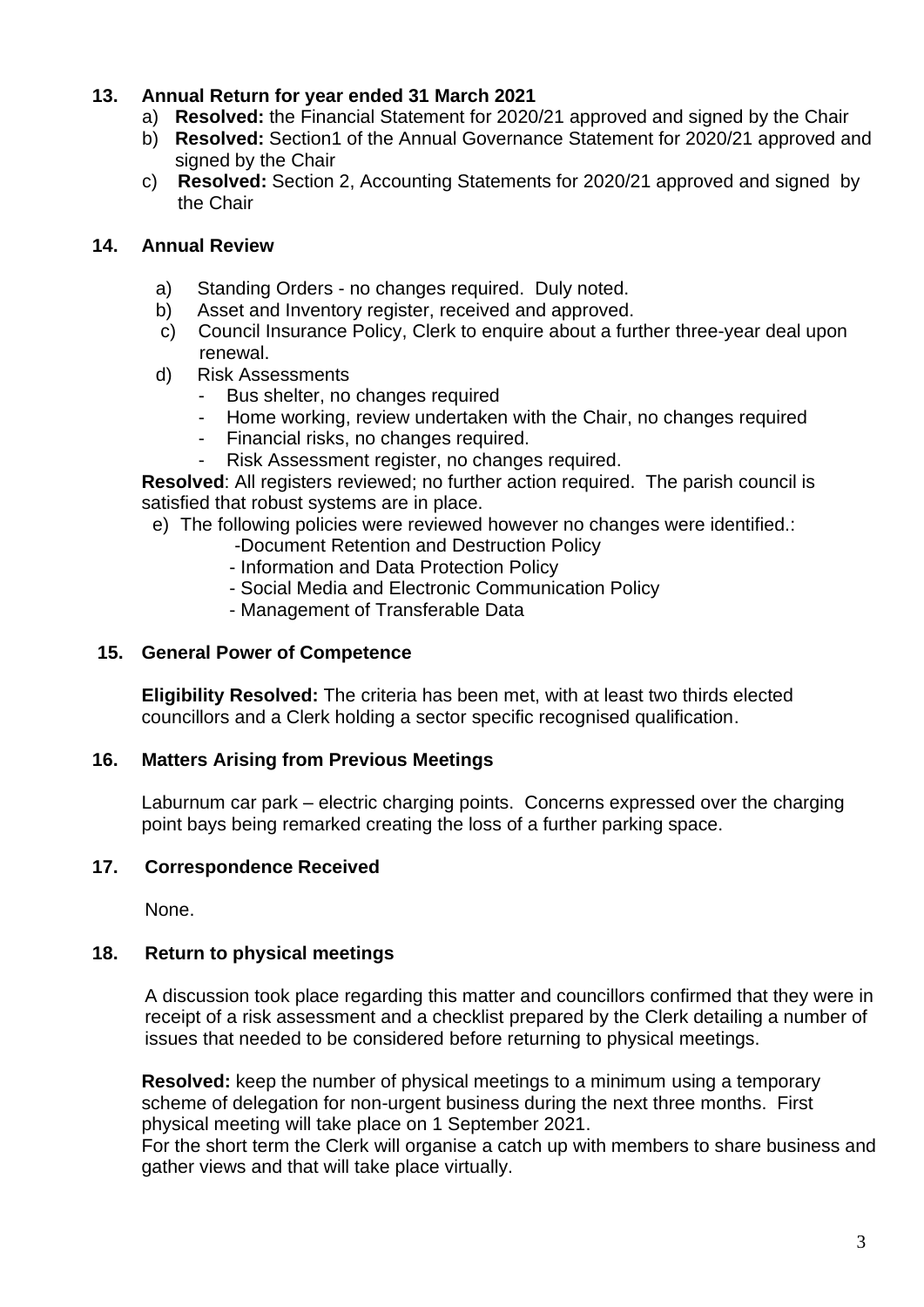## 13. Annual Return for year ended 31 March 2021

a) **Resolved:** the Financial Statement for 2020/21 approved and signed by the Chair
b) **Resolved:** Section1 of the Annual Governance Statement for 2020/21 approved and signed by the Chair
c) **Resolved:** Section 2, Accounting Statements for 2020/21 approved and signed by the Chair

## 14. Annual Review

a) Standing Orders - no changes required. Duly noted.
b) Asset and Inventory register, received and approved.
c) Council Insurance Policy, Clerk to enquire about a further three-year deal upon renewal.
d) Risk Assessments
   - Bus shelter, no changes required
   - Home working, review undertaken with the Chair, no changes required
   - Financial risks, no changes required.
   - Risk Assessment register, no changes required.

**Resolved**: All registers reviewed; no further action required. The parish council is satisfied that robust systems are in place.

e) The following policies were reviewed however no changes were identified.:
   - Document Retention and Destruction Policy
   - Information and Data Protection Policy
   - Social Media and Electronic Communication Policy
   - Management of Transferable Data

## 15. General Power of Competence

**Eligibility Resolved:** The criteria has been met, with at least two thirds elected councillors and a Clerk holding a sector specific recognised qualification.

## 16. Matters Arising from Previous Meetings

Laburnum car park – electric charging points. Concerns expressed over the charging point bays being remarked creating the loss of a further parking space.

## 17. Correspondence Received

None.

## 18. Return to physical meetings

A discussion took place regarding this matter and councillors confirmed that they were in receipt of a risk assessment and a checklist prepared by the Clerk detailing a number of issues that needed to be considered before returning to physical meetings.

**Resolved:** keep the number of physical meetings to a minimum using a temporary scheme of delegation for non-urgent business during the next three months. First physical meeting will take place on 1 September 2021.
For the short term the Clerk will organise a catch up with members to share business and gather views and that will take place virtually.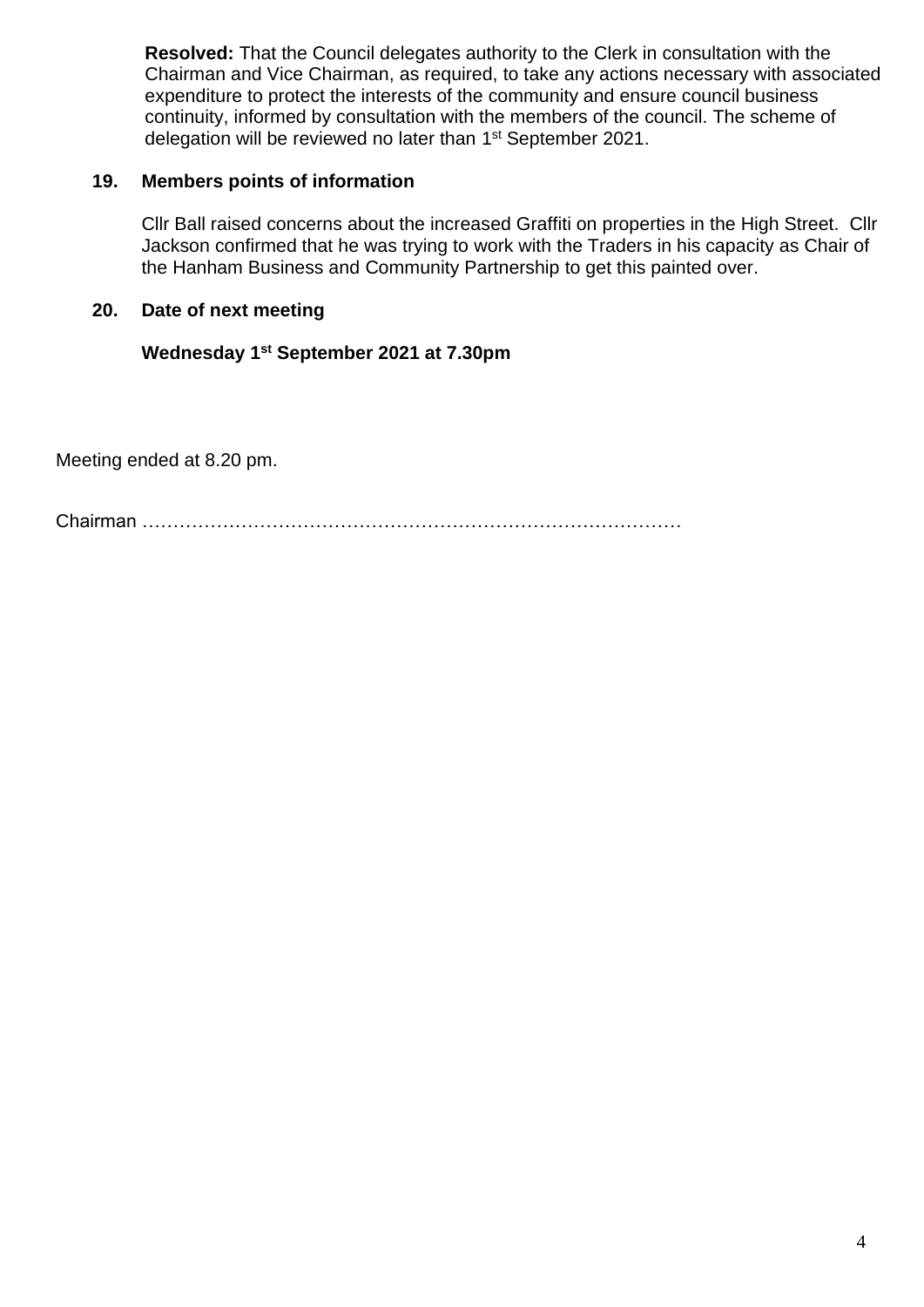**Resolved:** That the Council delegates authority to the Clerk in consultation with the Chairman and Vice Chairman, as required, to take any actions necessary with associated expenditure to protect the interests of the community and ensure council business continuity, informed by consultation with the members of the council. The scheme of delegation will be reviewed no later than 1st September 2021.

### 19. Members points of information

Cllr Ball raised concerns about the increased Graffiti on properties in the High Street. Cllr Jackson confirmed that he was trying to work with the Traders in his capacity as Chair of the Hanham Business and Community Partnership to get this painted over.

### 20. Date of next meeting

**Wednesday 1st September 2021 at 7.30pm**

Meeting ended at 8.20 pm.

Chairman ……………………………………………………………………………